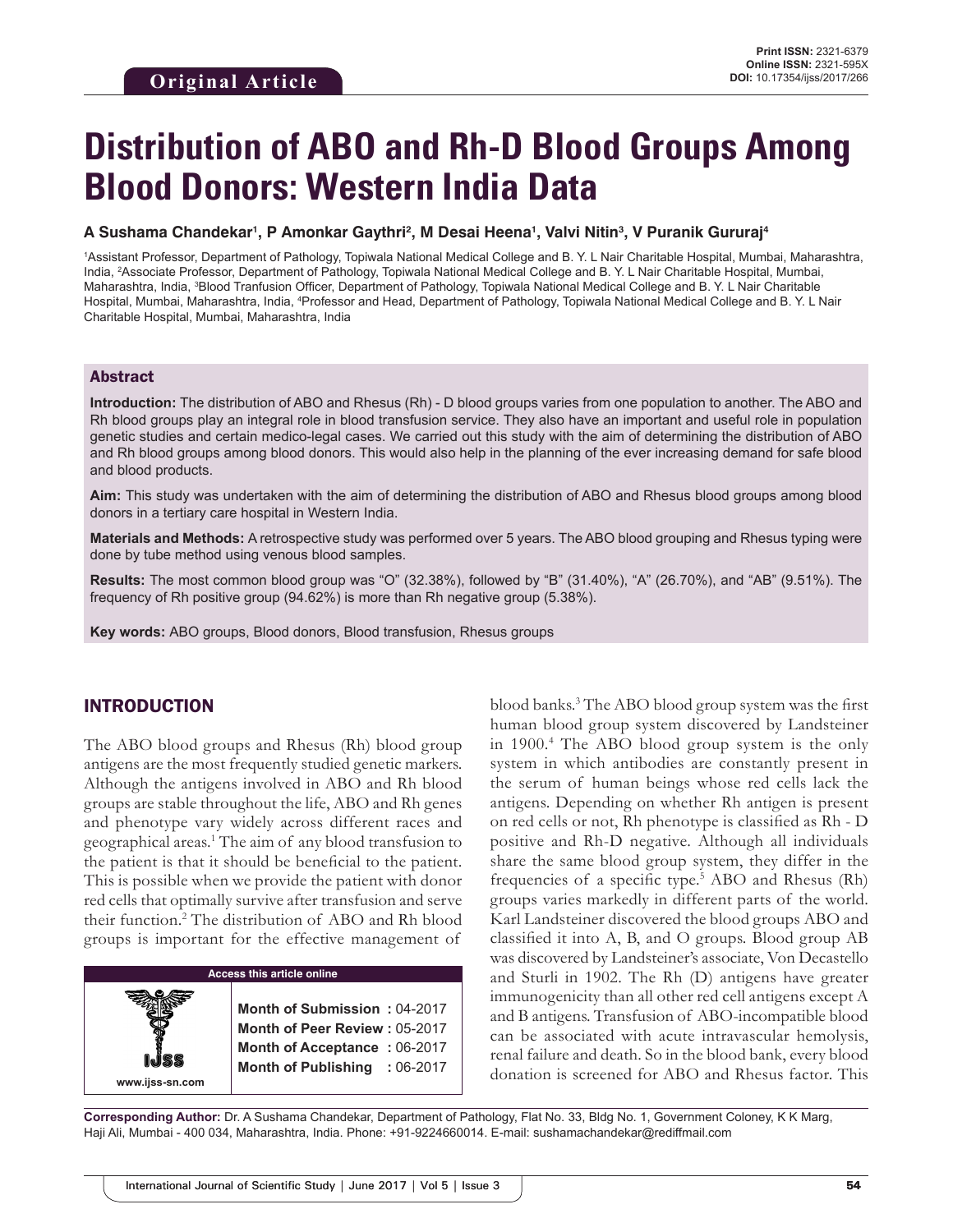Original Article

Print ISSN: 2321-6379
Online ISSN: 2321-595X
DOI: 10.17354/ijss/2017/266

# Distribution of ABO and Rh-D Blood Groups Among Blood Donors: Western India Data

**A Sushama Chandekar[1], P Amonkar Gaythri[2], M Desai Heena[1], Valvi Nitin[3], V Puranik Gururaj[4]**

[1]Assistant Professor, Department of Pathology, Topiwala National Medical College and B. Y. L Nair Charitable Hospital, Mumbai, Maharashtra, India, [2]Associate Professor, Department of Pathology, Topiwala National Medical College and B. Y. L Nair Charitable Hospital, Mumbai, Maharashtra, India, [3]Blood Tranfusion Officer, Department of Pathology, Topiwala National Medical College and B. Y. L Nair Charitable Hospital, Mumbai, Maharashtra, India, [4]Professor and Head, Department of Pathology, Topiwala National Medical College and B. Y. L Nair Charitable Hospital, Mumbai, Maharashtra, India

## Abstract

**Introduction:** The distribution of ABO and Rhesus (Rh) - D blood groups varies from one population to another. The ABO and Rh blood groups play an integral role in blood transfusion service. They also have an important and useful role in population genetic studies and certain medico-legal cases. We carried out this study with the aim of determining the distribution of ABO and Rh blood groups among blood donors. This would also help in the planning of the ever increasing demand for safe blood and blood products.

**Aim:** This study was undertaken with the aim of determining the distribution of ABO and Rhesus blood groups among blood donors in a tertiary care hospital in Western India.

**Materials and Methods:** A retrospective study was performed over 5 years. The ABO blood grouping and Rhesus typing were done by tube method using venous blood samples.

**Results:** The most common blood group was "O" (32.38%), followed by "B" (31.40%), "A" (26.70%), and "AB" (9.51%). The frequency of Rh positive group (94.62%) is more than Rh negative group (5.38%).

**Key words:** ABO groups, Blood donors, Blood transfusion, Rhesus groups

## INTRODUCTION

The ABO blood groups and Rhesus (Rh) blood group antigens are the most frequently studied genetic markers. Although the antigens involved in ABO and Rh blood groups are stable throughout the life, ABO and Rh genes and phenotype vary widely across different races and geographical areas.[1] The aim of any blood transfusion to the patient is that it should be beneficial to the patient. This is possible when we provide the patient with donor red cells that optimally survive after transfusion and serve their function.[2] The distribution of ABO and Rh blood groups is important for the effective management of blood banks.[3] The ABO blood group system was the first human blood group system discovered by Landsteiner in 1900.[4] The ABO blood group system is the only system in which antibodies are constantly present in the serum of human beings whose red cells lack the antigens. Depending on whether Rh antigen is present on red cells or not, Rh phenotype is classified as Rh - D positive and Rh-D negative. Although all individuals share the same blood group system, they differ in the frequencies of a specific type.[5] ABO and Rhesus (Rh) groups varies markedly in different parts of the world. Karl Landsteiner discovered the blood groups ABO and classified it into A, B, and O groups. Blood group AB was discovered by Landsteiner's associate, Von Decastello and Sturli in 1902. The Rh (D) antigens have greater immunogenicity than all other red cell antigens except A and B antigens. Transfusion of ABO-incompatible blood can be associated with acute intravascular hemolysis, renal failure and death. So in the blood bank, every blood donation is screened for ABO and Rhesus factor. This

| Access this article online | |
|---|---|
| www.ijss-sn.com | **Month of Submission :** 04-2017<br>**Month of Peer Review :** 05-2017<br>**Month of Acceptance :** 06-2017<br>**Month of Publishing :** 06-2017 |

**Corresponding Author:** Dr. A Sushama Chandekar, Department of Pathology, Flat No. 33, Bldg No. 1, Government Coloney, K K Marg, Haji Ali, Mumbai - 400 034, Maharashtra, India. Phone: +91-9224660014. E-mail: sushamachandekar@rediffmail.com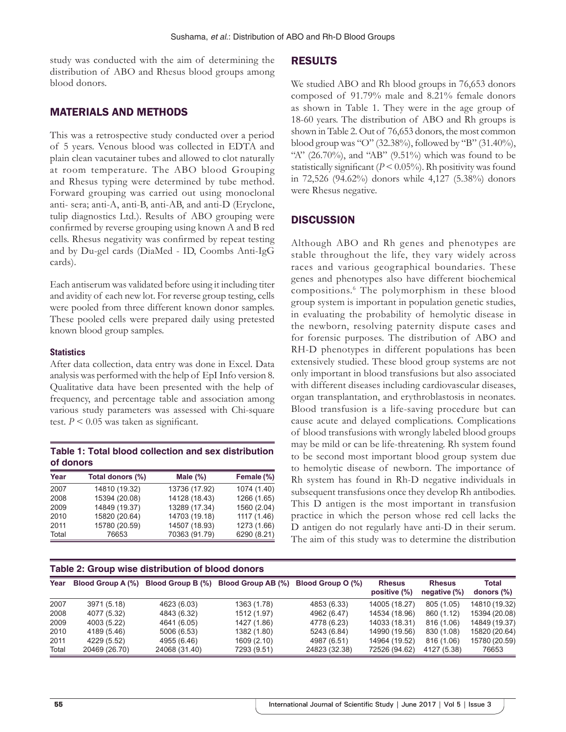study was conducted with the aim of determining the distribution of ABO and Rhesus blood groups among blood donors.

## MATERIALS AND METHODS

This was a retrospective study conducted over a period of 5 years. Venous blood was collected in EDTA and plain clean vacutainer tubes and allowed to clot naturally at room temperature. The ABO blood Grouping and Rhesus typing were determined by tube method. Forward grouping was carried out using monoclonal anti- sera; anti-A, anti-B, anti-AB, and anti-D (Eryclone, tulip diagnostics Ltd.). Results of ABO grouping were confirmed by reverse grouping using known A and B red cells. Rhesus negativity was confirmed by repeat testing and by Du-gel cards (DiaMed - ID, Coombs Anti-IgG cards).

Each antiserum was validated before using it including titer and avidity of each new lot. For reverse group testing, cells were pooled from three different known donor samples. These pooled cells were prepared daily using pretested known blood group samples.

### Statistics

After data collection, data entry was done in Excel. Data analysis was performed with the help of EpI Info version 8. Qualitative data have been presented with the help of frequency, and percentage table and association among various study parameters was assessed with Chi-square test. $P < 0.05$ was taken as significant.

**Table 1: Total blood collection and sex distribution of donors**

| Year | Total donors (%) | Male (%) | Female (%) |
|---|---|---|---|
| 2007 | 14810 (19.32) | 13736 (17.92) | 1074 (1.40) |
| 2008 | 15394 (20.08) | 14128 (18.43) | 1266 (1.65) |
| 2009 | 14849 (19.37) | 13289 (17.34) | 1560 (2.04) |
| 2010 | 15820 (20.64) | 14703 (19.18) | 1117 (1.46) |
| 2011 | 15780 (20.59) | 14507 (18.93) | 1273 (1.66) |
| Total | 76653 | 70363 (91.79) | 6290 (8.21) |

## RESULTS

We studied ABO and Rh blood groups in 76,653 donors composed of 91.79% male and 8.21% female donors as shown in Table 1. They were in the age group of 18-60 years. The distribution of ABO and Rh groups is shown in Table 2. Out of 76,653 donors, the most common blood group was "O" (32.38%), followed by "B" (31.40%), "A" (26.70%), and "AB" (9.51%) which was found to be statistically significant ($P < 0.05$). Rh positivity was found in 72,526 (94.62%) donors while 4,127 (5.38%) donors were Rhesus negative.

## DISCUSSION

Although ABO and Rh genes and phenotypes are stable throughout the life, they vary widely across races and various geographical boundaries. These genes and phenotypes also have different biochemical compositions.[6] The polymorphism in these blood group system is important in population genetic studies, in evaluating the probability of hemolytic disease in the newborn, resolving paternity dispute cases and for forensic purposes. The distribution of ABO and RH-D phenotypes in different populations has been extensively studied. These blood group systems are not only important in blood transfusions but also associated with different diseases including cardiovascular diseases, organ transplantation, and erythroblastosis in neonates. Blood transfusion is a life-saving procedure but can cause acute and delayed complications. Complications of blood transfusions with wrongly labeled blood groups may be mild or can be life-threatening. Rh system found to be second most important blood group system due to hemolytic disease of newborn. The importance of Rh system has found in Rh-D negative individuals in subsequent transfusions once they develop Rh antibodies. This D antigen is the most important in transfusion practice in which the person whose red cell lacks the D antigen do not regularly have anti-D in their serum. The aim of this study was to determine the distribution

**Table 2: Group wise distribution of blood donors**

| Year | Blood Group A (%) | Blood Group B (%) | Blood Group AB (%) | Blood Group O (%) | Rhesus positive (%) | Rhesus negative (%) | Total donors (%) |
|---|---|---|---|---|---|---|---|
| 2007 | 3971 (5.18) | 4623 (6.03) | 1363 (1.78) | 4853 (6.33) | 14005 (18.27) | 805 (1.05) | 14810 (19.32) |
| 2008 | 4077 (5.32) | 4843 (6.32) | 1512 (1.97) | 4962 (6.47) | 14534 (18.96) | 860 (1.12) | 15394 (20.08) |
| 2009 | 4003 (5.22) | 4641 (6.05) | 1427 (1.86) | 4778 (6.23) | 14033 (18.31) | 816 (1.06) | 14849 (19.37) |
| 2010 | 4189 (5.46) | 5006 (6.53) | 1382 (1.80) | 5243 (6.84) | 14990 (19.56) | 830 (1.08) | 15820 (20.64) |
| 2011 | 4229 (5.52) | 4955 (6.46) | 1609 (2.10) | 4987 (6.51) | 14964 (19.52) | 816 (1.06) | 15780 (20.59) |
| Total | 20469 (26.70) | 24068 (31.40) | 7293 (9.51) | 24823 (32.38) | 72526 (94.62) | 4127 (5.38) | 76653 |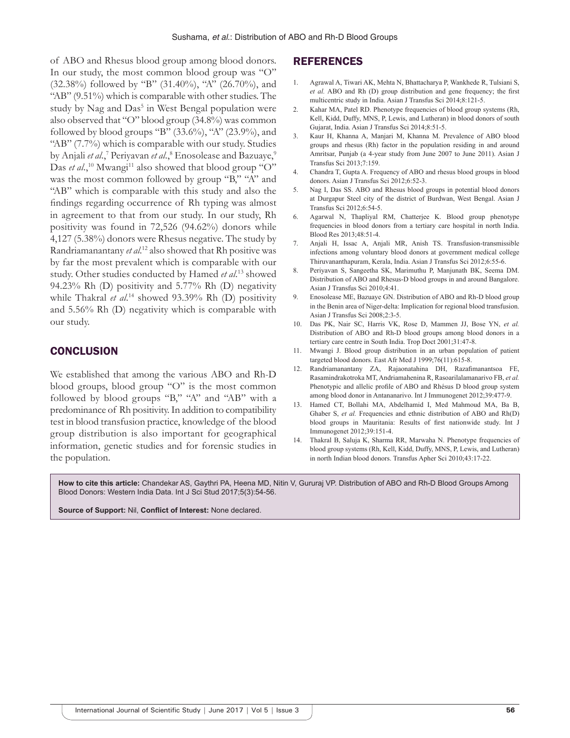of ABO and Rhesus blood group among blood donors. In our study, the most common blood group was "O" (32.38%) followed by "B" (31.40%), "A" (26.70%), and "AB" (9.51%) which is comparable with other studies. The study by Nag and Das[5] in West Bengal population were also observed that "O" blood group (34.8%) was common followed by blood groups "B" (33.6%), "A" (23.9%), and "AB" (7.7%) which is comparable with our study. Studies by Anjali *et al*.,[7] Periyavan *et al*.,[8] Enosolease and Bazuaye,[9] Das *et al*.,[10] Mwangi[11] also showed that blood group "O" was the most common followed by group "B," "A" and "AB" which is comparable with this study and also the findings regarding occurrence of Rh typing was almost in agreement to that from our study. In our study, Rh positivity was found in 72,526 (94.62%) donors while 4,127 (5.38%) donors were Rhesus negative. The study by Randriamanantany *et al*.[12] also showed that Rh positive was by far the most prevalent which is comparable with our study. Other studies conducted by Hamed *et al*.[13] showed 94.23% Rh (D) positivity and 5.77% Rh (D) negativity while Thakral *et al*.[14] showed 93.39% Rh (D) positivity and 5.56% Rh (D) negativity which is comparable with our study.

## CONCLUSION

We established that among the various ABO and Rh-D blood groups, blood group "O" is the most common followed by blood groups "B," "A" and "AB" with a predominance of Rh positivity. In addition to compatibility test in blood transfusion practice, knowledge of the blood group distribution is also important for geographical information, genetic studies and for forensic studies in the population.

## REFERENCES

1. Agrawal A, Tiwari AK, Mehta N, Bhattacharya P, Wankhede R, Tulsiani S, *et al.* ABO and Rh (D) group distribution and gene frequency; the first multicentric study in India. Asian J Transfus Sci 2014;8:121-5.
2. Kahar MA, Patel RD. Phenotype frequencies of blood group systems (Rh, Kell, Kidd, Duffy, MNS, P, Lewis, and Lutheran) in blood donors of south Gujarat, India. Asian J Transfus Sci 2014;8:51-5.
3. Kaur H, Khanna A, Manjari M, Khanna M. Prevalence of ABO blood groups and rhesus (Rh) factor in the population residing in and around Amritsar, Punjab (a 4-year study from June 2007 to June 2011). Asian J Transfus Sci 2013;7:159.
4. Chandra T, Gupta A. Frequency of ABO and rhesus blood groups in blood donors. Asian J Transfus Sci 2012;6:52-3.
5. Nag I, Das SS. ABO and Rhesus blood groups in potential blood donors at Durgapur Steel city of the district of Burdwan, West Bengal. Asian J Transfus Sci 2012;6:54-5.
6. Agarwal N, Thapliyal RM, Chatterjee K. Blood group phenotype frequencies in blood donors from a tertiary care hospital in north India. Blood Res 2013;48:51-4.
7. Anjali H, Issac A, Anjali MR, Anish TS. Transfusion-transmissible infections among voluntary blood donors at government medical college Thiruvananthapuram, Kerala, India. Asian J Transfus Sci 2012;6:55-6.
8. Periyavan S, Sangeetha SK, Marimuthu P, Manjunath BK, Seema DM. Distribution of ABO and Rhesus-D blood groups in and around Bangalore. Asian J Transfus Sci 2010;4:41.
9. Enosolease ME, Bazuaye GN. Distribution of ABO and Rh-D blood group in the Benin area of Niger-delta: Implication for regional blood transfusion. Asian J Transfus Sci 2008;2:3-5.
10. Das PK, Nair SC, Harris VK, Rose D, Mammen JJ, Bose YN, *et al.* Distribution of ABO and Rh-D blood groups among blood donors in a tertiary care centre in South India. Trop Doct 2001;31:47-8.
11. Mwangi J. Blood group distribution in an urban population of patient targeted blood donors. East Afr Med J 1999;76(11):615-8.
12. Randriamanantany ZA, Rajaonatahina DH, Razafimanantsoa FE, Rasamindrakotroka MT, Andriamahenina R, Rasoarilalamanarivo FB, *et al.* Phenotypic and allelic profile of ABO and Rhésus D blood group system among blood donor in Antananarivo. Int J Immunogenet 2012;39:477-9.
13. Hamed CT, Bollahi MA, Abdelhamid I, Med Mahmoud MA, Ba B, Ghaber S, *et al.* Frequencies and ethnic distribution of ABO and Rh(D) blood groups in Mauritania: Results of first nationwide study. Int J Immunogenet 2012;39:151-4.
14. Thakral B, Saluja K, Sharma RR, Marwaha N. Phenotype frequencies of blood group systems (Rh, Kell, Kidd, Duffy, MNS, P, Lewis, and Lutheran) in north Indian blood donors. Transfus Apher Sci 2010;43:17-22.

**How to cite this article:** Chandekar AS, Gaythri PA, Heena MD, Nitin V, Gururaj VP. Distribution of ABO and Rh-D Blood Groups Among Blood Donors: Western India Data. Int J Sci Stud 2017;5(3):54-56.

**Source of Support:** Nil, **Conflict of Interest:** None declared.